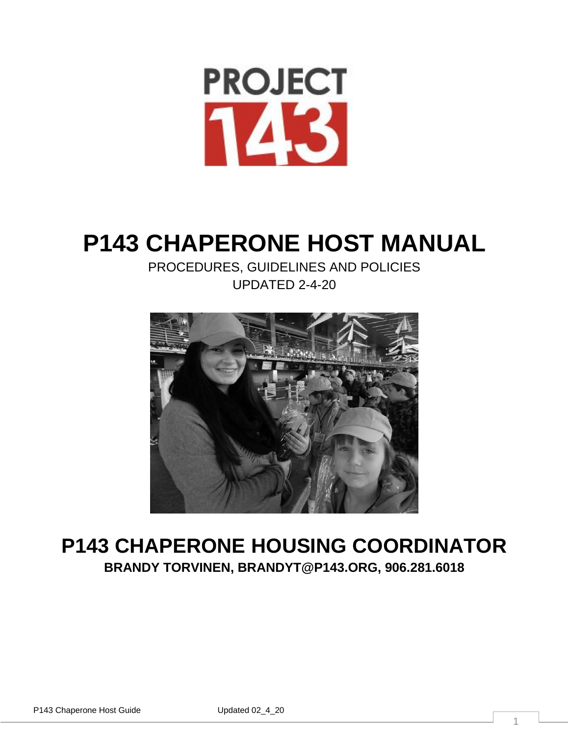PROJECT 143

# P143 CHAPERONE HOST MANUAL

PROCEDURES, GUIDELINES AND POLICIES

UPDATED 2-4-20

## P143 CHAPERONE HOUSING COORDINATOR

**BRANDY TORVINEN, BRANDYT@P143.ORG, 906.281.6018**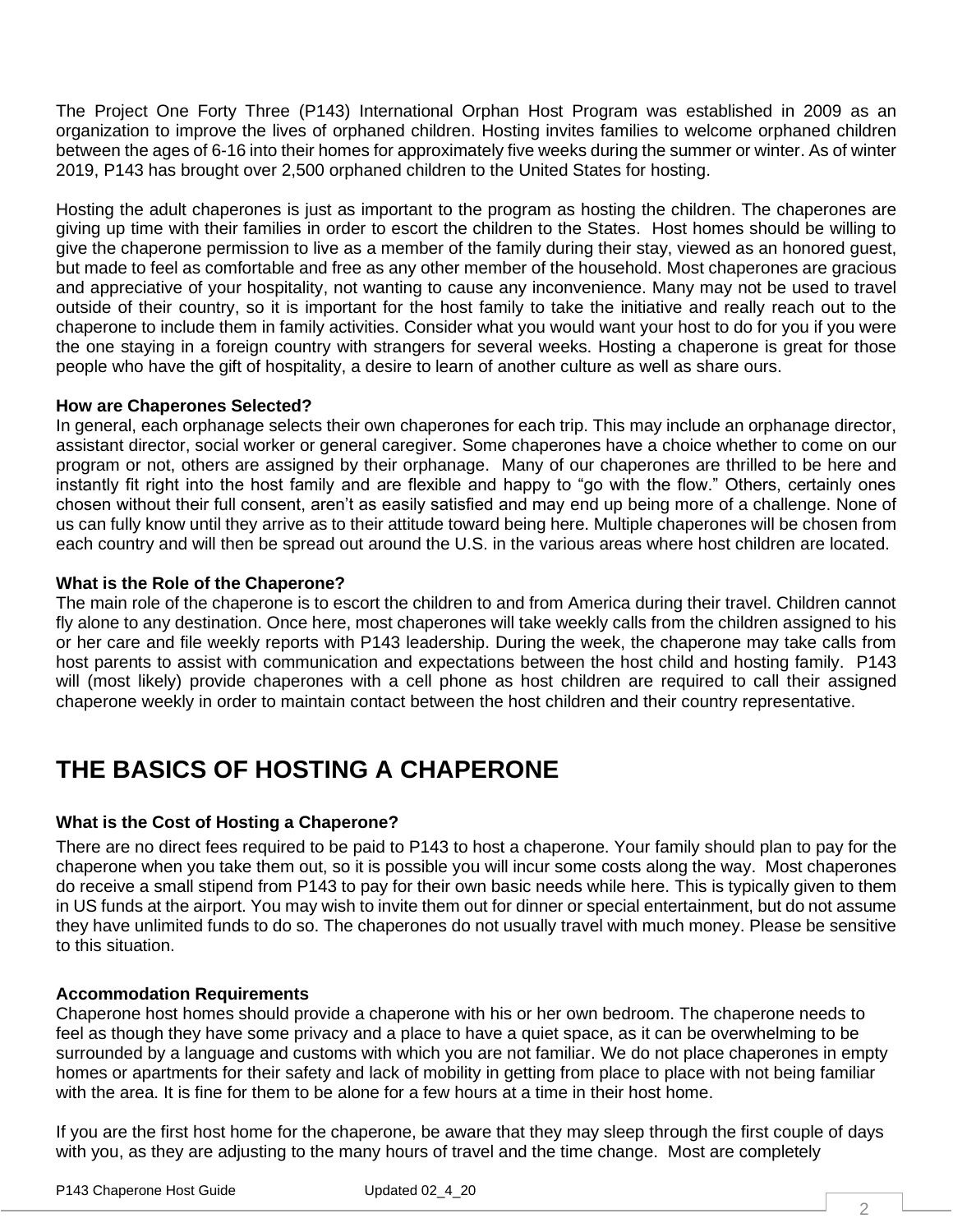The Project One Forty Three (P143) International Orphan Host Program was established in 2009 as an organization to improve the lives of orphaned children. Hosting invites families to welcome orphaned children between the ages of 6-16 into their homes for approximately five weeks during the summer or winter. As of winter 2019, P143 has brought over 2,500 orphaned children to the United States for hosting.

Hosting the adult chaperones is just as important to the program as hosting the children. The chaperones are giving up time with their families in order to escort the children to the States. Host homes should be willing to give the chaperone permission to live as a member of the family during their stay, viewed as an honored guest, but made to feel as comfortable and free as any other member of the household. Most chaperones are gracious and appreciative of your hospitality, not wanting to cause any inconvenience. Many may not be used to travel outside of their country, so it is important for the host family to take the initiative and really reach out to the chaperone to include them in family activities. Consider what you would want your host to do for you if you were the one staying in a foreign country with strangers for several weeks. Hosting a chaperone is great for those people who have the gift of hospitality, a desire to learn of another culture as well as share ours.

**How are Chaperones Selected?**

In general, each orphanage selects their own chaperones for each trip. This may include an orphanage director, assistant director, social worker or general caregiver. Some chaperones have a choice whether to come on our program or not, others are assigned by their orphanage. Many of our chaperones are thrilled to be here and instantly fit right into the host family and are flexible and happy to "go with the flow." Others, certainly ones chosen without their full consent, aren't as easily satisfied and may end up being more of a challenge. None of us can fully know until they arrive as to their attitude toward being here. Multiple chaperones will be chosen from each country and will then be spread out around the U.S. in the various areas where host children are located.

**What is the Role of the Chaperone?**

The main role of the chaperone is to escort the children to and from America during their travel. Children cannot fly alone to any destination. Once here, most chaperones will take weekly calls from the children assigned to his or her care and file weekly reports with P143 leadership. During the week, the chaperone may take calls from host parents to assist with communication and expectations between the host child and hosting family. P143 will (most likely) provide chaperones with a cell phone as host children are required to call their assigned chaperone weekly in order to maintain contact between the host children and their country representative.

# THE BASICS OF HOSTING A CHAPERONE

**What is the Cost of Hosting a Chaperone?**

There are no direct fees required to be paid to P143 to host a chaperone. Your family should plan to pay for the chaperone when you take them out, so it is possible you will incur some costs along the way. Most chaperones do receive a small stipend from P143 to pay for their own basic needs while here. This is typically given to them in US funds at the airport. You may wish to invite them out for dinner or special entertainment, but do not assume they have unlimited funds to do so. The chaperones do not usually travel with much money. Please be sensitive to this situation.

**Accommodation Requirements**

Chaperone host homes should provide a chaperone with his or her own bedroom. The chaperone needs to feel as though they have some privacy and a place to have a quiet space, as it can be overwhelming to be surrounded by a language and customs with which you are not familiar. We do not place chaperones in empty homes or apartments for their safety and lack of mobility in getting from place to place with not being familiar with the area. It is fine for them to be alone for a few hours at a time in their host home.

If you are the first host home for the chaperone, be aware that they may sleep through the first couple of days with you, as they are adjusting to the many hours of travel and the time change. Most are completely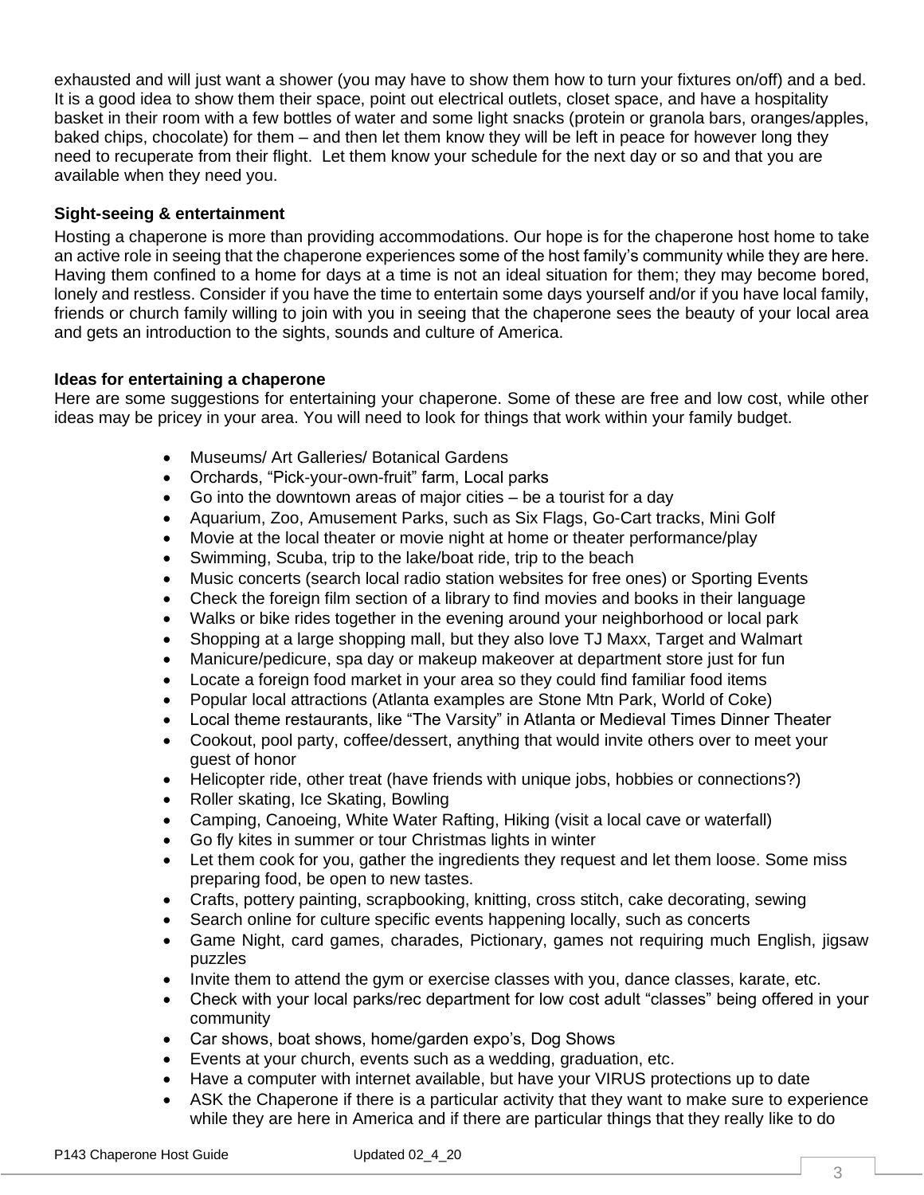exhausted and will just want a shower (you may have to show them how to turn your fixtures on/off) and a bed. It is a good idea to show them their space, point out electrical outlets, closet space, and have a hospitality basket in their room with a few bottles of water and some light snacks (protein or granola bars, oranges/apples, baked chips, chocolate) for them – and then let them know they will be left in peace for however long they need to recuperate from their flight. Let them know your schedule for the next day or so and that you are available when they need you.

**Sight-seeing & entertainment**

Hosting a chaperone is more than providing accommodations. Our hope is for the chaperone host home to take an active role in seeing that the chaperone experiences some of the host family's community while they are here. Having them confined to a home for days at a time is not an ideal situation for them; they may become bored, lonely and restless. Consider if you have the time to entertain some days yourself and/or if you have local family, friends or church family willing to join with you in seeing that the chaperone sees the beauty of your local area and gets an introduction to the sights, sounds and culture of America.

**Ideas for entertaining a chaperone**

Here are some suggestions for entertaining your chaperone. Some of these are free and low cost, while other ideas may be pricey in your area. You will need to look for things that work within your family budget.

- Museums/ Art Galleries/ Botanical Gardens
- Orchards, "Pick-your-own-fruit" farm, Local parks
- Go into the downtown areas of major cities – be a tourist for a day
- Aquarium, Zoo, Amusement Parks, such as Six Flags, Go-Cart tracks, Mini Golf
- Movie at the local theater or movie night at home or theater performance/play
- Swimming, Scuba, trip to the lake/boat ride, trip to the beach
- Music concerts (search local radio station websites for free ones) or Sporting Events
- Check the foreign film section of a library to find movies and books in their language
- Walks or bike rides together in the evening around your neighborhood or local park
- Shopping at a large shopping mall, but they also love TJ Maxx, Target and Walmart
- Manicure/pedicure, spa day or makeup makeover at department store just for fun
- Locate a foreign food market in your area so they could find familiar food items
- Popular local attractions (Atlanta examples are Stone Mtn Park, World of Coke)
- Local theme restaurants, like "The Varsity" in Atlanta or Medieval Times Dinner Theater
- Cookout, pool party, coffee/dessert, anything that would invite others over to meet your guest of honor
- Helicopter ride, other treat (have friends with unique jobs, hobbies or connections?)
- Roller skating, Ice Skating, Bowling
- Camping, Canoeing, White Water Rafting, Hiking (visit a local cave or waterfall)
- Go fly kites in summer or tour Christmas lights in winter
- Let them cook for you, gather the ingredients they request and let them loose. Some miss preparing food, be open to new tastes.
- Crafts, pottery painting, scrapbooking, knitting, cross stitch, cake decorating, sewing
- Search online for culture specific events happening locally, such as concerts
- Game Night, card games, charades, Pictionary, games not requiring much English, jigsaw puzzles
- Invite them to attend the gym or exercise classes with you, dance classes, karate, etc.
- Check with your local parks/rec department for low cost adult "classes" being offered in your community
- Car shows, boat shows, home/garden expo's, Dog Shows
- Events at your church, events such as a wedding, graduation, etc.
- Have a computer with internet available, but have your VIRUS protections up to date
- ASK the Chaperone if there is a particular activity that they want to make sure to experience while they are here in America and if there are particular things that they really like to do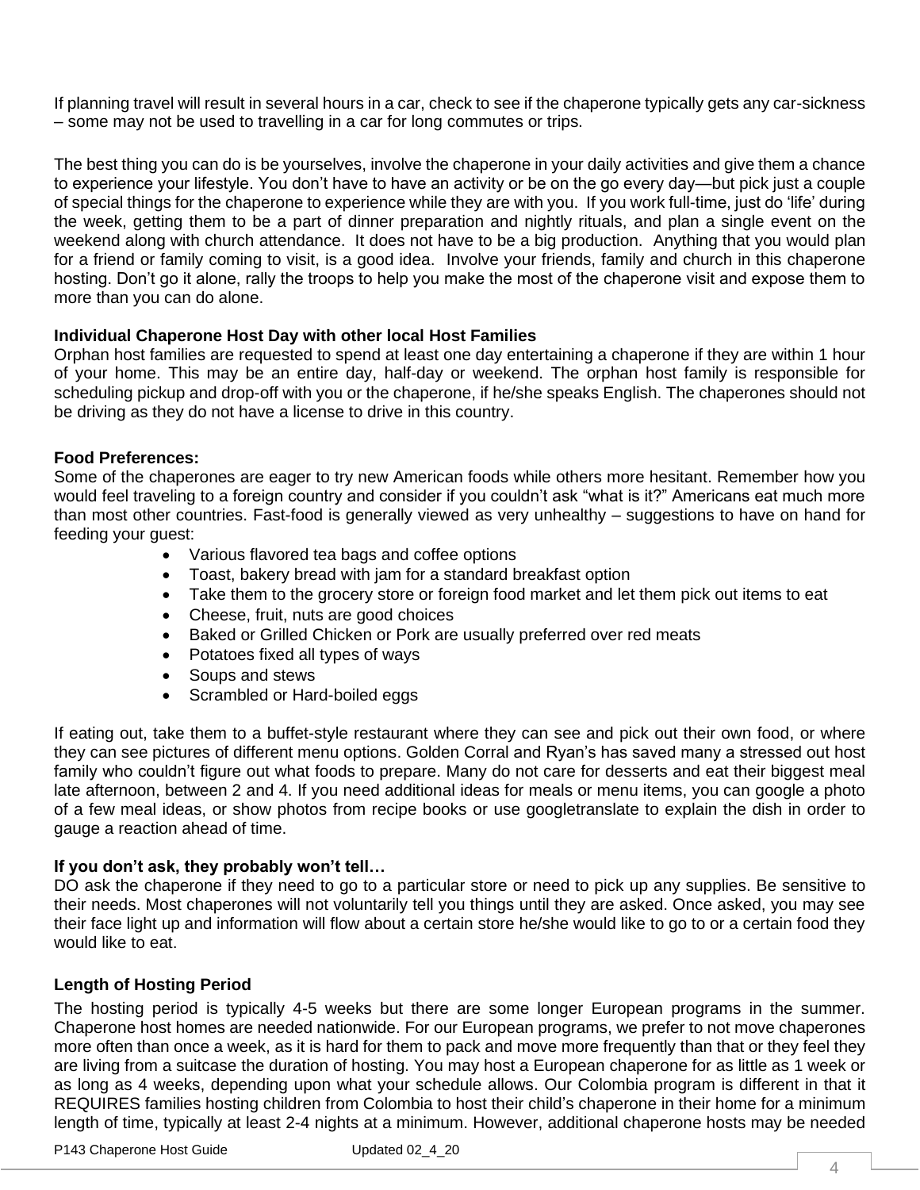If planning travel will result in several hours in a car, check to see if the chaperone typically gets any car-sickness – some may not be used to travelling in a car for long commutes or trips.

The best thing you can do is be yourselves, involve the chaperone in your daily activities and give them a chance to experience your lifestyle. You don't have to have an activity or be on the go every day—but pick just a couple of special things for the chaperone to experience while they are with you. If you work full-time, just do 'life' during the week, getting them to be a part of dinner preparation and nightly rituals, and plan a single event on the weekend along with church attendance. It does not have to be a big production. Anything that you would plan for a friend or family coming to visit, is a good idea. Involve your friends, family and church in this chaperone hosting. Don't go it alone, rally the troops to help you make the most of the chaperone visit and expose them to more than you can do alone.

**Individual Chaperone Host Day with other local Host Families**

Orphan host families are requested to spend at least one day entertaining a chaperone if they are within 1 hour of your home. This may be an entire day, half-day or weekend. The orphan host family is responsible for scheduling pickup and drop-off with you or the chaperone, if he/she speaks English. The chaperones should not be driving as they do not have a license to drive in this country.

**Food Preferences:**

Some of the chaperones are eager to try new American foods while others more hesitant. Remember how you would feel traveling to a foreign country and consider if you couldn't ask "what is it?" Americans eat much more than most other countries. Fast-food is generally viewed as very unhealthy – suggestions to have on hand for feeding your guest:

- Various flavored tea bags and coffee options
- Toast, bakery bread with jam for a standard breakfast option
- Take them to the grocery store or foreign food market and let them pick out items to eat
- Cheese, fruit, nuts are good choices
- Baked or Grilled Chicken or Pork are usually preferred over red meats
- Potatoes fixed all types of ways
- Soups and stews
- Scrambled or Hard-boiled eggs

If eating out, take them to a buffet-style restaurant where they can see and pick out their own food, or where they can see pictures of different menu options. Golden Corral and Ryan's has saved many a stressed out host family who couldn't figure out what foods to prepare. Many do not care for desserts and eat their biggest meal late afternoon, between 2 and 4. If you need additional ideas for meals or menu items, you can google a photo of a few meal ideas, or show photos from recipe books or use googletranslate to explain the dish in order to gauge a reaction ahead of time.

**If you don't ask, they probably won't tell…**

DO ask the chaperone if they need to go to a particular store or need to pick up any supplies. Be sensitive to their needs. Most chaperones will not voluntarily tell you things until they are asked. Once asked, you may see their face light up and information will flow about a certain store he/she would like to go to or a certain food they would like to eat.

**Length of Hosting Period**

The hosting period is typically 4-5 weeks but there are some longer European programs in the summer. Chaperone host homes are needed nationwide. For our European programs, we prefer to not move chaperones more often than once a week, as it is hard for them to pack and move more frequently than that or they feel they are living from a suitcase the duration of hosting. You may host a European chaperone for as little as 1 week or as long as 4 weeks, depending upon what your schedule allows. Our Colombia program is different in that it REQUIRES families hosting children from Colombia to host their child's chaperone in their home for a minimum length of time, typically at least 2-4 nights at a minimum. However, additional chaperone hosts may be needed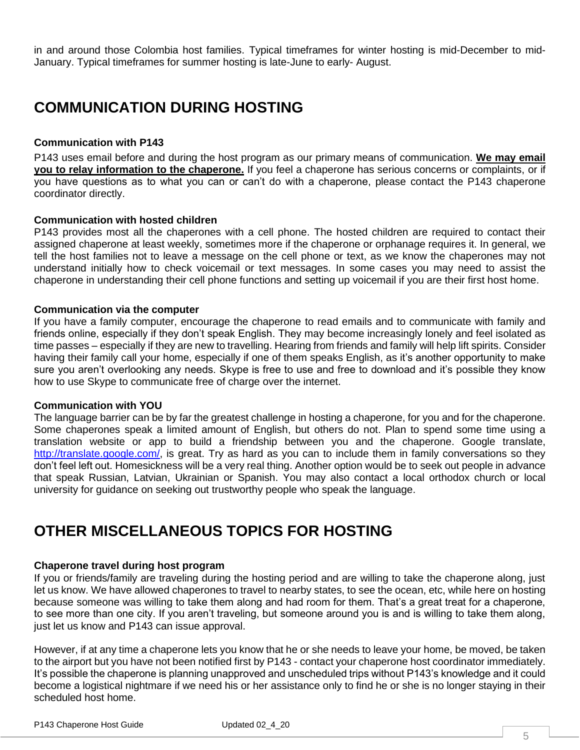in and around those Colombia host families. Typical timeframes for winter hosting is mid-December to mid-January. Typical timeframes for summer hosting is late-June to early- August.

## COMMUNICATION DURING HOSTING

### Communication with P143

P143 uses email before and during the host program as our primary means of communication. **We may email you to relay information to the chaperone.** If you feel a chaperone has serious concerns or complaints, or if you have questions as to what you can or can't do with a chaperone, please contact the P143 chaperone coordinator directly.

### Communication with hosted children

P143 provides most all the chaperones with a cell phone. The hosted children are required to contact their assigned chaperone at least weekly, sometimes more if the chaperone or orphanage requires it. In general, we tell the host families not to leave a message on the cell phone or text, as we know the chaperones may not understand initially how to check voicemail or text messages. In some cases you may need to assist the chaperone in understanding their cell phone functions and setting up voicemail if you are their first host home.

### Communication via the computer

If you have a family computer, encourage the chaperone to read emails and to communicate with family and friends online, especially if they don't speak English. They may become increasingly lonely and feel isolated as time passes – especially if they are new to travelling. Hearing from friends and family will help lift spirits. Consider having their family call your home, especially if one of them speaks English, as it's another opportunity to make sure you aren't overlooking any needs. Skype is free to use and free to download and it's possible they know how to use Skype to communicate free of charge over the internet.

### Communication with YOU

The language barrier can be by far the greatest challenge in hosting a chaperone, for you and for the chaperone. Some chaperones speak a limited amount of English, but others do not. Plan to spend some time using a translation website or app to build a friendship between you and the chaperone. Google translate, [http://translate.google.com/](http://translate.google.com/), is great. Try as hard as you can to include them in family conversations so they don't feel left out. Homesickness will be a very real thing. Another option would be to seek out people in advance that speak Russian, Latvian, Ukrainian or Spanish. You may also contact a local orthodox church or local university for guidance on seeking out trustworthy people who speak the language.

## OTHER MISCELLANEOUS TOPICS FOR HOSTING

### Chaperone travel during host program

If you or friends/family are traveling during the hosting period and are willing to take the chaperone along, just let us know. We have allowed chaperones to travel to nearby states, to see the ocean, etc, while here on hosting because someone was willing to take them along and had room for them. That's a great treat for a chaperone, to see more than one city. If you aren't traveling, but someone around you is and is willing to take them along, just let us know and P143 can issue approval.

However, if at any time a chaperone lets you know that he or she needs to leave your home, be moved, be taken to the airport but you have not been notified first by P143 - contact your chaperone host coordinator immediately. It's possible the chaperone is planning unapproved and unscheduled trips without P143's knowledge and it could become a logistical nightmare if we need his or her assistance only to find he or she is no longer staying in their scheduled host home.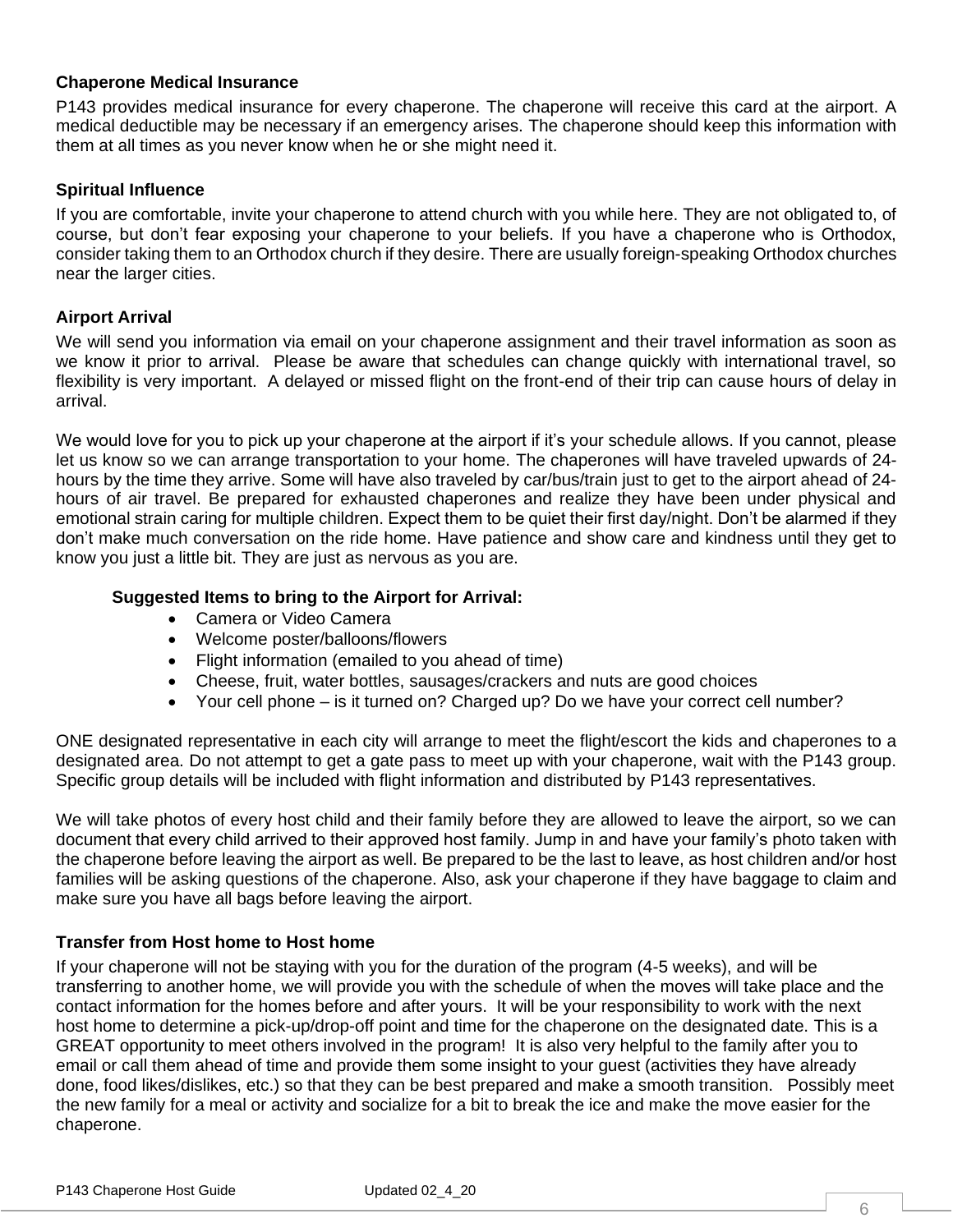### Chaperone Medical Insurance

P143 provides medical insurance for every chaperone. The chaperone will receive this card at the airport. A medical deductible may be necessary if an emergency arises. The chaperone should keep this information with them at all times as you never know when he or she might need it.

### Spiritual Influence

If you are comfortable, invite your chaperone to attend church with you while here. They are not obligated to, of course, but don't fear exposing your chaperone to your beliefs. If you have a chaperone who is Orthodox, consider taking them to an Orthodox church if they desire. There are usually foreign-speaking Orthodox churches near the larger cities.

### Airport Arrival

We will send you information via email on your chaperone assignment and their travel information as soon as we know it prior to arrival. Please be aware that schedules can change quickly with international travel, so flexibility is very important. A delayed or missed flight on the front-end of their trip can cause hours of delay in arrival.

We would love for you to pick up your chaperone at the airport if it's your schedule allows. If you cannot, please let us know so we can arrange transportation to your home. The chaperones will have traveled upwards of 24-hours by the time they arrive. Some will have also traveled by car/bus/train just to get to the airport ahead of 24-hours of air travel. Be prepared for exhausted chaperones and realize they have been under physical and emotional strain caring for multiple children. Expect them to be quiet their first day/night. Don't be alarmed if they don't make much conversation on the ride home. Have patience and show care and kindness until they get to know you just a little bit. They are just as nervous as you are.

**Suggested Items to bring to the Airport for Arrival:**

- Camera or Video Camera
- Welcome poster/balloons/flowers
- Flight information (emailed to you ahead of time)
- Cheese, fruit, water bottles, sausages/crackers and nuts are good choices
- Your cell phone – is it turned on? Charged up? Do we have your correct cell number?

ONE designated representative in each city will arrange to meet the flight/escort the kids and chaperones to a designated area. Do not attempt to get a gate pass to meet up with your chaperone, wait with the P143 group. Specific group details will be included with flight information and distributed by P143 representatives.

We will take photos of every host child and their family before they are allowed to leave the airport, so we can document that every child arrived to their approved host family. Jump in and have your family's photo taken with the chaperone before leaving the airport as well. Be prepared to be the last to leave, as host children and/or host families will be asking questions of the chaperone. Also, ask your chaperone if they have baggage to claim and make sure you have all bags before leaving the airport.

### Transfer from Host home to Host home

If your chaperone will not be staying with you for the duration of the program (4-5 weeks), and will be transferring to another home, we will provide you with the schedule of when the moves will take place and the contact information for the homes before and after yours. It will be your responsibility to work with the next host home to determine a pick-up/drop-off point and time for the chaperone on the designated date. This is a GREAT opportunity to meet others involved in the program! It is also very helpful to the family after you to email or call them ahead of time and provide them some insight to your guest (activities they have already done, food likes/dislikes, etc.) so that they can be best prepared and make a smooth transition. Possibly meet the new family for a meal or activity and socialize for a bit to break the ice and make the move easier for the chaperone.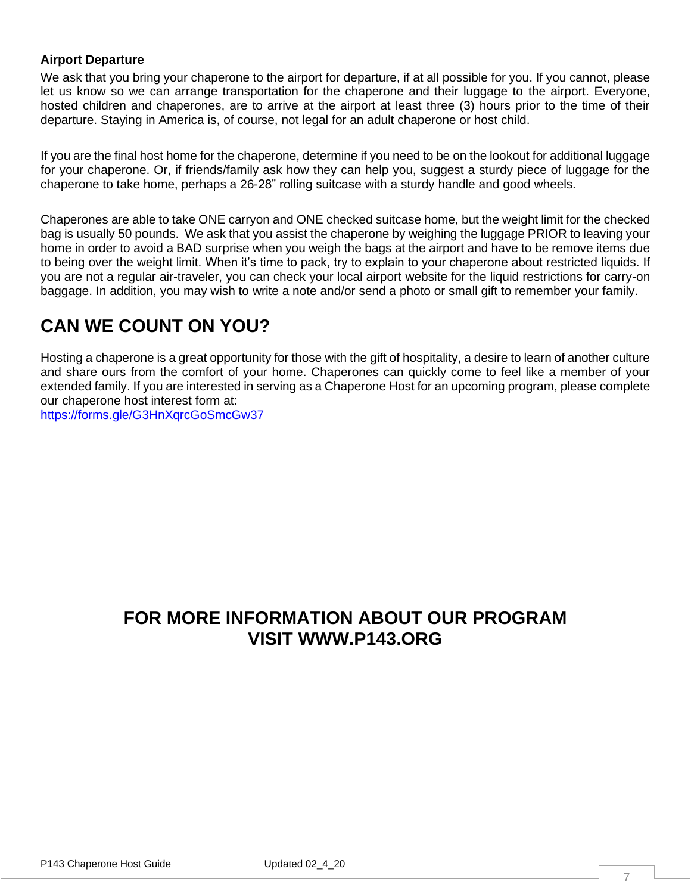**Airport Departure**

We ask that you bring your chaperone to the airport for departure, if at all possible for you. If you cannot, please let us know so we can arrange transportation for the chaperone and their luggage to the airport. Everyone, hosted children and chaperones, are to arrive at the airport at least three (3) hours prior to the time of their departure. Staying in America is, of course, not legal for an adult chaperone or host child.

If you are the final host home for the chaperone, determine if you need to be on the lookout for additional luggage for your chaperone. Or, if friends/family ask how they can help you, suggest a sturdy piece of luggage for the chaperone to take home, perhaps a 26-28" rolling suitcase with a sturdy handle and good wheels.

Chaperones are able to take ONE carryon and ONE checked suitcase home, but the weight limit for the checked bag is usually 50 pounds. We ask that you assist the chaperone by weighing the luggage PRIOR to leaving your home in order to avoid a BAD surprise when you weigh the bags at the airport and have to be remove items due to being over the weight limit. When it's time to pack, try to explain to your chaperone about restricted liquids. If you are not a regular air-traveler, you can check your local airport website for the liquid restrictions for carry-on baggage. In addition, you may wish to write a note and/or send a photo or small gift to remember your family.

## CAN WE COUNT ON YOU?

Hosting a chaperone is a great opportunity for those with the gift of hospitality, a desire to learn of another culture and share ours from the comfort of your home. Chaperones can quickly come to feel like a member of your extended family. If you are interested in serving as a Chaperone Host for an upcoming program, please complete our chaperone host interest form at:
https://forms.gle/G3HnXqrcGoSmcGw37

**FOR MORE INFORMATION ABOUT OUR PROGRAM**
**VISIT WWW.P143.ORG**